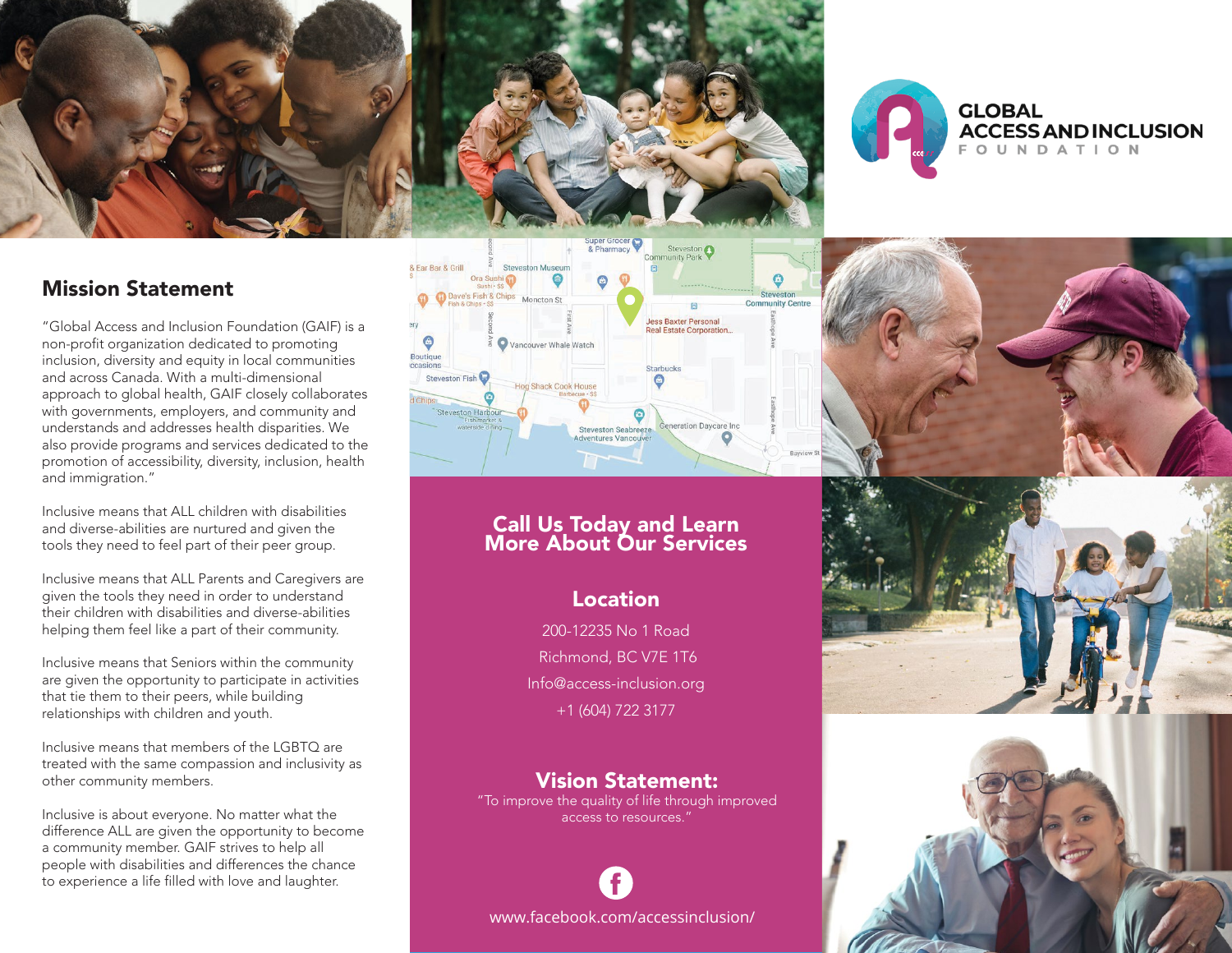# GLOBAL ACCESS AND INCLUSION FOUNDATION

## Mission Statement

"Global Access and Inclusion Foundation (GAIF) is a non-profit organization dedicated to promoting inclusion, diversity and equity in local communities and across Canada. With a multi-dimensional approach to global health, GAIF closely collaborates with governments, employers, and community and understands and addresses health disparities. We also provide programs and services dedicated to the promotion of accessibility, diversity, inclusion, health and immigration."

Inclusive means that ALL children with disabilities and diverse-abilities are nurtured and given the tools they need to feel part of their peer group.

Inclusive means that ALL Parents and Caregivers are given the tools they need in order to understand their children with disabilities and diverse-abilities helping them feel like a part of their community.

Inclusive means that Seniors within the community are given the opportunity to participate in activities that tie them to their peers, while building relationships with children and youth.

Inclusive means that members of the LGBTQ are treated with the same compassion and inclusivity as other community members.

Inclusive is about everyone. No matter what the difference ALL are given the opportunity to become a community member. GAIF strives to help all people with disabilities and differences the chance to experience a life filled with love and laughter.

## Call Us Today and Learn More About Our Services

### Location

200-12235 No 1 Road
Richmond, BC V7E 1T6
Info@access-inclusion.org
+1 (604) 722 3177

## Vision Statement:

"To improve the quality of life through improved access to resources."

www.facebook.com/accessinclusion/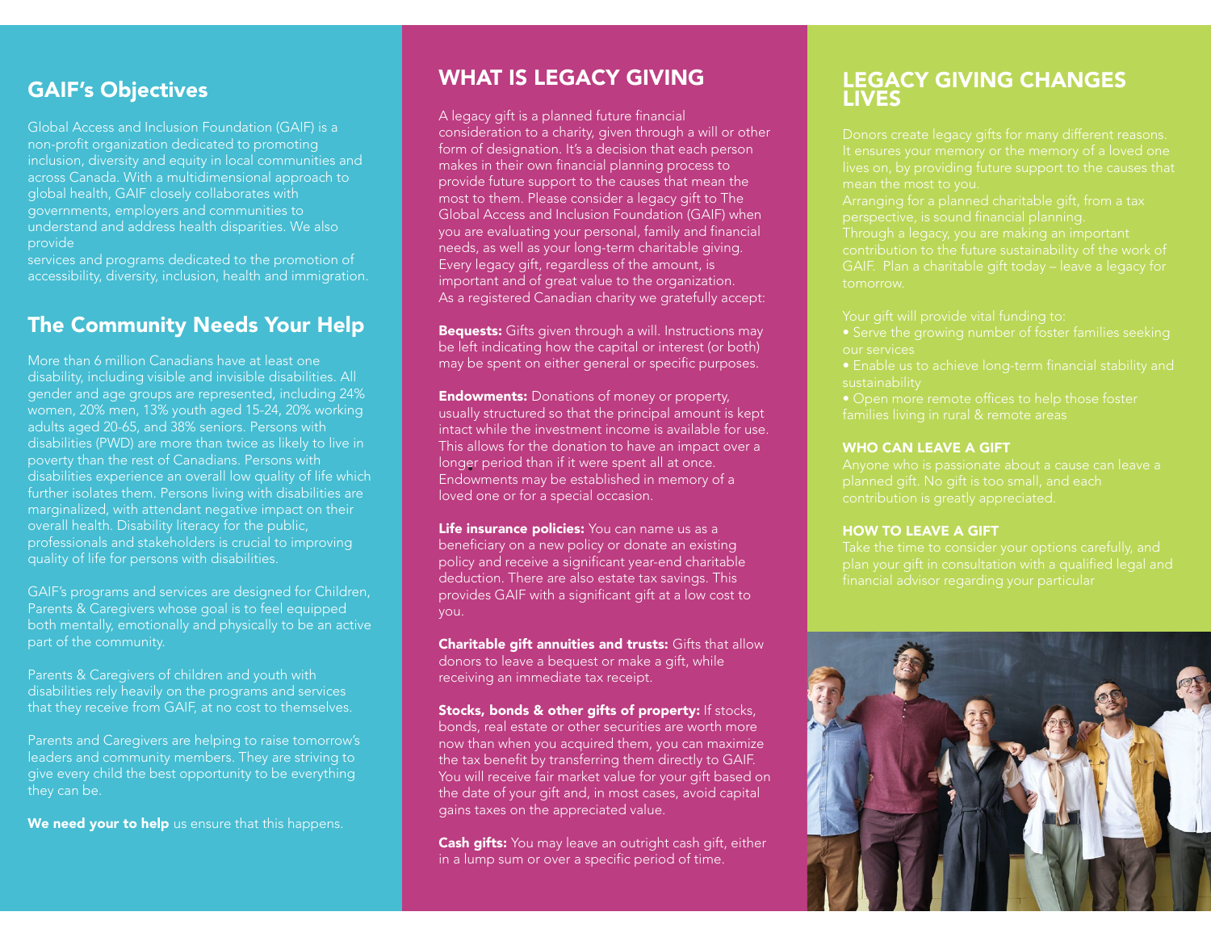## GAIF's Objectives

Global Access and Inclusion Foundation (GAIF) is a non-profit organization dedicated to promoting inclusion, diversity and equity in local communities and across Canada. With a multidimensional approach to global health, GAIF closely collaborates with governments, employers and communities to understand and address health disparities. We also provide
services and programs dedicated to the promotion of accessibility, diversity, inclusion, health and immigration.

## The Community Needs Your Help

More than 6 million Canadians have at least one disability, including visible and invisible disabilities. All gender and age groups are represented, including 24% women, 20% men, 13% youth aged 15-24, 20% working adults aged 20-65, and 38% seniors. Persons with disabilities (PWD) are more than twice as likely to live in poverty than the rest of Canadians. Persons with disabilities experience an overall low quality of life which further isolates them. Persons living with disabilities are marginalized, with attendant negative impact on their overall health. Disability literacy for the public, professionals and stakeholders is crucial to improving quality of life for persons with disabilities.

GAIF's programs and services are designed for Children, Parents & Caregivers whose goal is to feel equipped both mentally, emotionally and physically to be an active part of the community.

Parents & Caregivers of children and youth with disabilities rely heavily on the programs and services that they receive from GAIF, at no cost to themselves.

Parents and Caregivers are helping to raise tomorrow's leaders and community members. They are striving to give every child the best opportunity to be everything they can be.

**We need your to help** us ensure that this happens.

## WHAT IS LEGACY GIVING

A legacy gift is a planned future financial consideration to a charity, given through a will or other form of designation. It's a decision that each person makes in their own financial planning process to provide future support to the causes that mean the most to them. Please consider a legacy gift to The Global Access and Inclusion Foundation (GAIF) when you are evaluating your personal, family and financial needs, as well as your long-term charitable giving. Every legacy gift, regardless of the amount, is important and of great value to the organization. As a registered Canadian charity we gratefully accept:

**Bequests:** Gifts given through a will. Instructions may be left indicating how the capital or interest (or both) may be spent on either general or specific purposes.

**Endowments:** Donations of money or property, usually structured so that the principal amount is kept intact while the investment income is available for use. This allows for the donation to have an impact over a longer period than if it were spent all at once. Endowments may be established in memory of a loved one or for a special occasion.

**Life insurance policies:** You can name us as a beneficiary on a new policy or donate an existing policy and receive a significant year-end charitable deduction. There are also estate tax savings. This provides GAIF with a significant gift at a low cost to you.

**Charitable gift annuities and trusts:** Gifts that allow donors to leave a bequest or make a gift, while receiving an immediate tax receipt.

**Stocks, bonds & other gifts of property:** If stocks, bonds, real estate or other securities are worth more now than when you acquired them, you can maximize the tax benefit by transferring them directly to GAIF. You will receive fair market value for your gift based on the date of your gift and, in most cases, avoid capital gains taxes on the appreciated value.

**Cash gifts:** You may leave an outright cash gift, either in a lump sum or over a specific period of time.

## LEGACY GIVING CHANGES LIVES

Donors create legacy gifts for many different reasons. It ensures your memory or the memory of a loved one lives on, by providing future support to the causes that mean the most to you.
Arranging for a planned charitable gift, from a tax perspective, is sound financial planning.
Through a legacy, you are making an important contribution to the future sustainability of the work of GAIF. Plan a charitable gift today – leave a legacy for tomorrow.

Your gift will provide vital funding to:

- Serve the growing number of foster families seeking our services
- Enable us to achieve long-term financial stability and sustainability
- Open more remote offices to help those foster families living in rural & remote areas

### WHO CAN LEAVE A GIFT

Anyone who is passionate about a cause can leave a planned gift. No gift is too small, and each contribution is greatly appreciated.

### HOW TO LEAVE A GIFT

Take the time to consider your options carefully, and plan your gift in consultation with a qualified legal and financial advisor regarding your particular